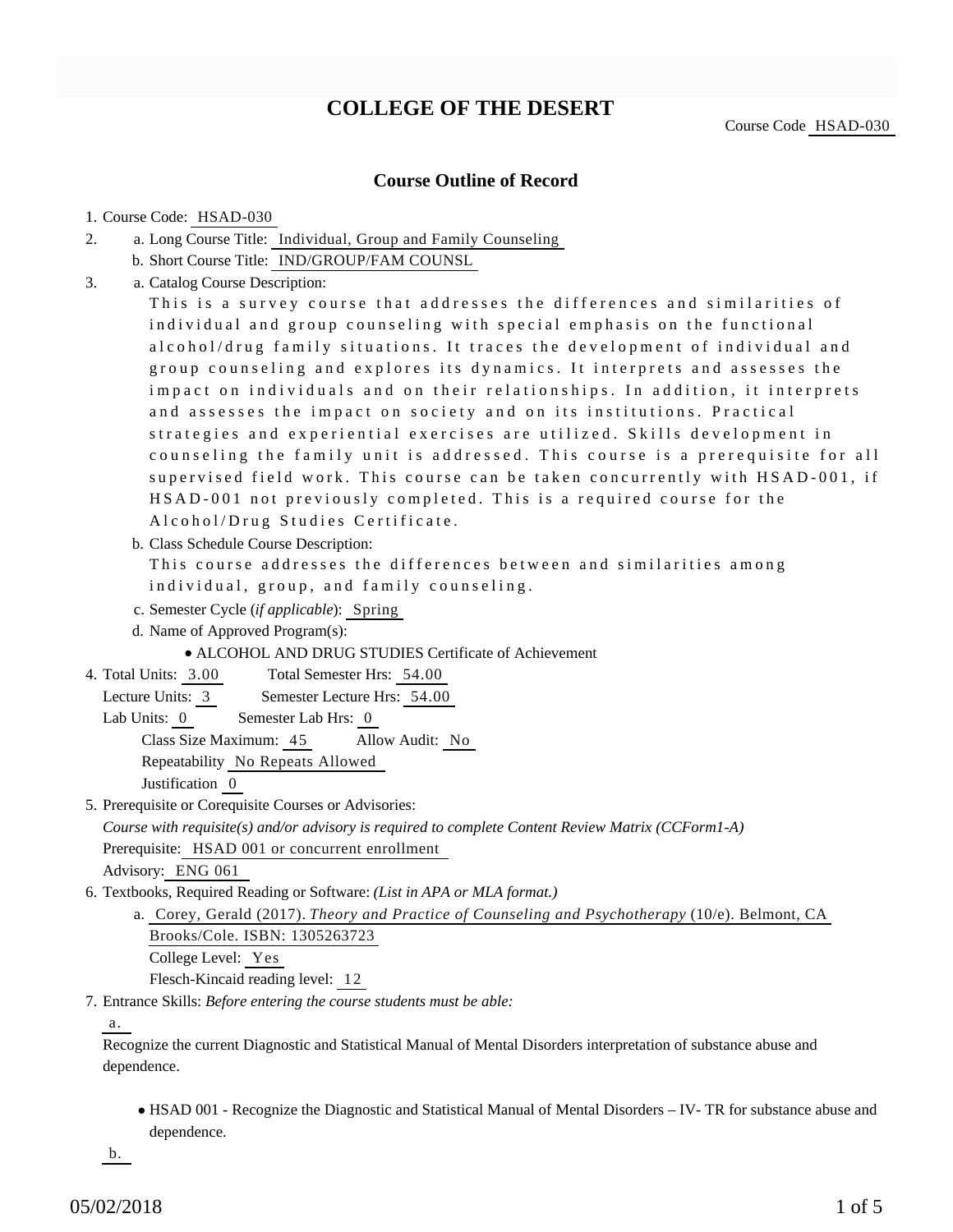# COLLEGE OF THE DESERT

Course Code HSAD-030

## Course Outline of Record

1. Course Code: HSAD-030
2. a. Long Course Title: Individual, Group and Family Counseling
   b. Short Course Title: IND/GROUP/FAM COUNSL
3. a. Catalog Course Description:
   This is a survey course that addresses the differences and similarities of individual and group counseling with special emphasis on the functional alcohol/drug family situations. It traces the development of individual and group counseling and explores its dynamics. It interprets and assesses the impact on individuals and on their relationships. In addition, it interprets and assesses the impact on society and on its institutions. Practical strategies and experiential exercises are utilized. Skills development in counseling the family unit is addressed. This course is a prerequisite for all supervised field work. This course can be taken concurrently with HSAD-001, if HSAD-001 not previously completed. This is a required course for the Alcohol/Drug Studies Certificate.
   b. Class Schedule Course Description:
   This course addresses the differences between and similarities among individual, group, and family counseling.
   c. Semester Cycle (*if applicable*): Spring
   d. Name of Approved Program(s):
      - ALCOHOL AND DRUG STUDIES Certificate of Achievement
4. Total Units: 3.00 Total Semester Hrs: 54.00
   Lecture Units: 3 Semester Lecture Hrs: 54.00
   Lab Units: 0 Semester Lab Hrs: 0
   Class Size Maximum: 45 Allow Audit: No
   Repeatability No Repeats Allowed
   Justification 0
5. Prerequisite or Corequisite Courses or Advisories:
   *Course with requisite(s) and/or advisory is required to complete Content Review Matrix (CCForm1-A)*
   Prerequisite: HSAD 001 or concurrent enrollment
   Advisory: ENG 061
6. Textbooks, Required Reading or Software: *(List in APA or MLA format.)*
   a. Corey, Gerald (2017). *Theory and Practice of Counseling and Psychotherapy* (10/e). Belmont, CA Brooks/Cole. ISBN: 1305263723
      College Level: Yes
      Flesch-Kincaid reading level: 12
7. Entrance Skills: *Before entering the course students must be able:*
   a.
   Recognize the current Diagnostic and Statistical Manual of Mental Disorders interpretation of substance abuse and dependence.
   - HSAD 001 - Recognize the Diagnostic and Statistical Manual of Mental Disorders – IV- TR for substance abuse and dependence.

   b.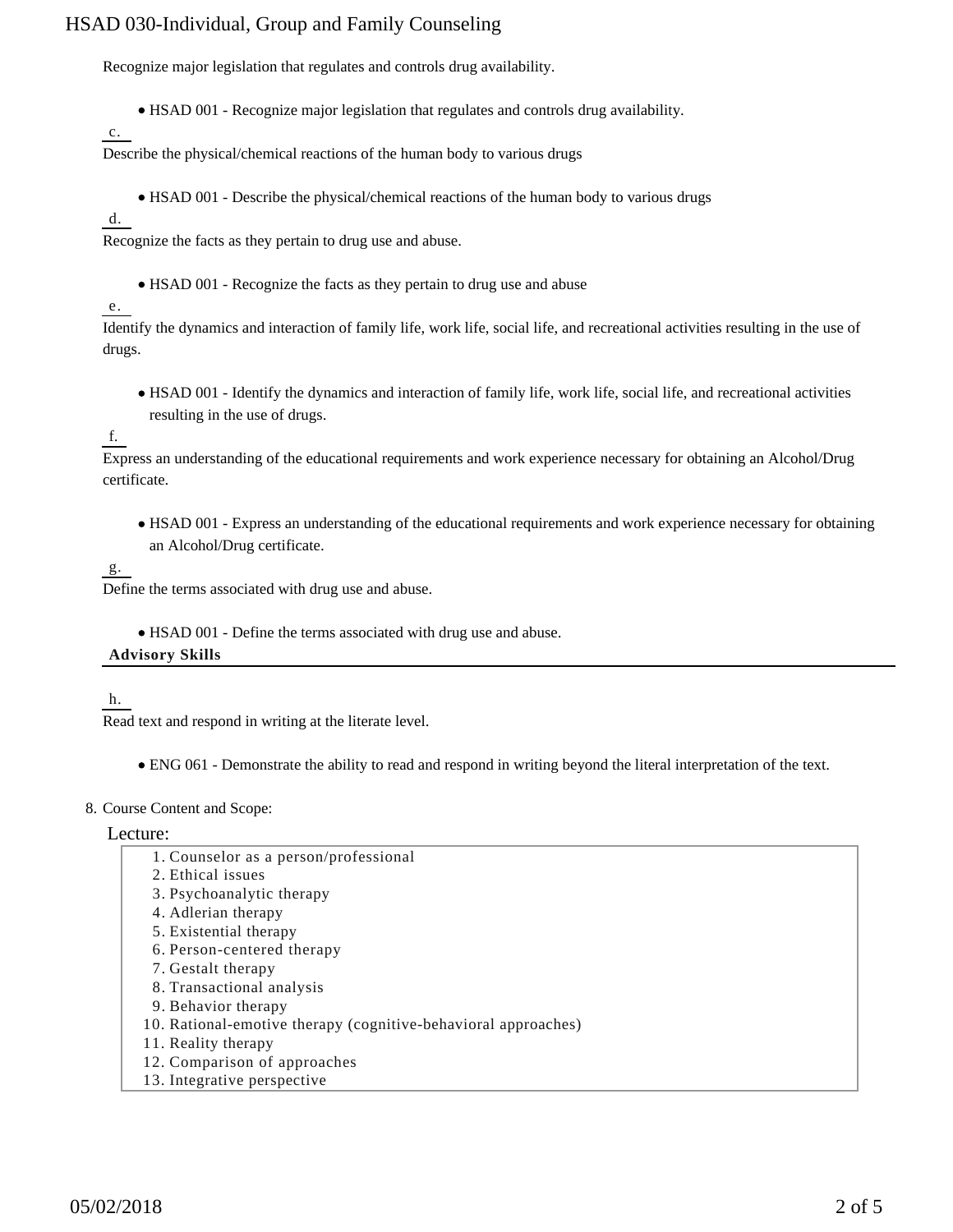Recognize major legislation that regulates and controls drug availability.

- HSAD 001 - Recognize major legislation that regulates and controls drug availability.

c.

Describe the physical/chemical reactions of the human body to various drugs

- HSAD 001 - Describe the physical/chemical reactions of the human body to various drugs

d.

Recognize the facts as they pertain to drug use and abuse.

- HSAD 001 - Recognize the facts as they pertain to drug use and abuse

e.

Identify the dynamics and interaction of family life, work life, social life, and recreational activities resulting in the use of drugs.

- HSAD 001 - Identify the dynamics and interaction of family life, work life, social life, and recreational activities resulting in the use of drugs.

f.

Express an understanding of the educational requirements and work experience necessary for obtaining an Alcohol/Drug certificate.

- HSAD 001 - Express an understanding of the educational requirements and work experience necessary for obtaining an Alcohol/Drug certificate.

g.

Define the terms associated with drug use and abuse.

- HSAD 001 - Define the terms associated with drug use and abuse.

**Advisory Skills**

h.

Read text and respond in writing at the literate level.

- ENG 061 - Demonstrate the ability to read and respond in writing beyond the literal interpretation of the text.

8. Course Content and Scope:

Lecture:

1. Counselor as a person/professional
2. Ethical issues
3. Psychoanalytic therapy
4. Adlerian therapy
5. Existential therapy
6. Person-centered therapy
7. Gestalt therapy
8. Transactional analysis
9. Behavior therapy
10. Rational-emotive therapy (cognitive-behavioral approaches)
11. Reality therapy
12. Comparison of approaches
13. Integrative perspective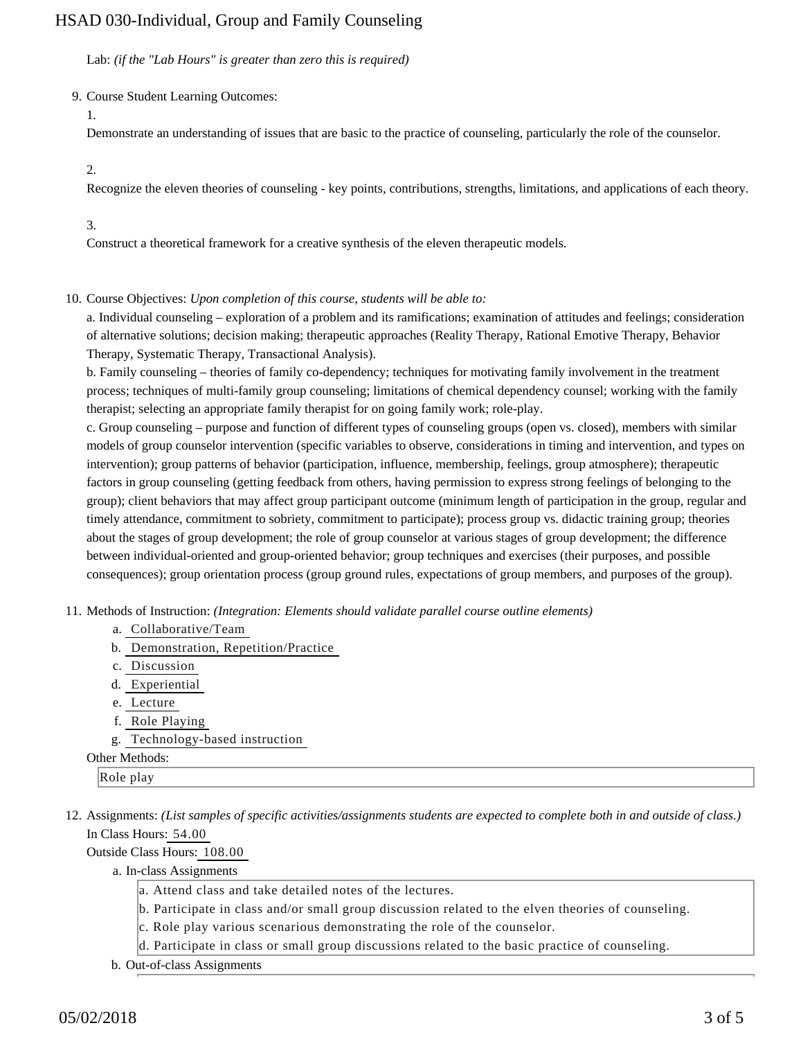Lab: *(if the "Lab Hours" is greater than zero this is required)*

9. Course Student Learning Outcomes:

   1.

   Demonstrate an understanding of issues that are basic to the practice of counseling, particularly the role of the counselor.

   2.

   Recognize the eleven theories of counseling - key points, contributions, strengths, limitations, and applications of each theory.

   3.

   Construct a theoretical framework for a creative synthesis of the eleven therapeutic models.

10. Course Objectives: *Upon completion of this course, students will be able to:*

    a. Individual counseling – exploration of a problem and its ramifications; examination of attitudes and feelings; consideration of alternative solutions; decision making; therapeutic approaches (Reality Therapy, Rational Emotive Therapy, Behavior Therapy, Systematic Therapy, Transactional Analysis).

    b. Family counseling – theories of family co-dependency; techniques for motivating family involvement in the treatment process; techniques of multi-family group counseling; limitations of chemical dependency counsel; working with the family therapist; selecting an appropriate family therapist for on going family work; role-play.

    c. Group counseling – purpose and function of different types of counseling groups (open vs. closed), members with similar models of group counselor intervention (specific variables to observe, considerations in timing and intervention, and types on intervention); group patterns of behavior (participation, influence, membership, feelings, group atmosphere); therapeutic factors in group counseling (getting feedback from others, having permission to express strong feelings of belonging to the group); client behaviors that may affect group participant outcome (minimum length of participation in the group, regular and timely attendance, commitment to sobriety, commitment to participate); process group vs. didactic training group; theories about the stages of group development; the role of group counselor at various stages of group development; the difference between individual-oriented and group-oriented behavior; group techniques and exercises (their purposes, and possible consequences); group orientation process (group ground rules, expectations of group members, and purposes of the group).

11. Methods of Instruction: *(Integration: Elements should validate parallel course outline elements)*

    a. Collaborative/Team
    b. Demonstration, Repetition/Practice
    c. Discussion
    d. Experiential
    e. Lecture
    f. Role Playing
    g. Technology-based instruction

    Other Methods:

    Role play

12. Assignments: *(List samples of specific activities/assignments students are expected to complete both in and outside of class.)*

    In Class Hours: 54.00

    Outside Class Hours: 108.00

    a. In-class Assignments

       a. Attend class and take detailed notes of the lectures.
       b. Participate in class and/or small group discussion related to the elven theories of counseling.
       c. Role play various scenarious demonstrating the role of the counselor.
       d. Participate in class or small group discussions related to the basic practice of counseling.

    b. Out-of-class Assignments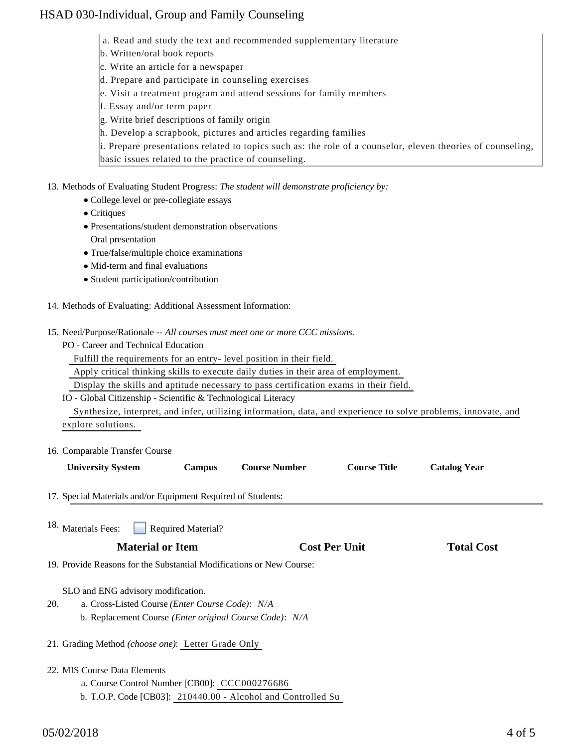a. Read and study the text and recommended supplementary literature
b. Written/oral book reports
c. Write an article for a newspaper
d. Prepare and participate in counseling exercises
e. Visit a treatment program and attend sessions for family members
f. Essay and/or term paper
g. Write brief descriptions of family origin
h. Develop a scrapbook, pictures and articles regarding families
i. Prepare presentations related to topics such as: the role of a counselor, eleven theories of counseling, basic issues related to the practice of counseling.

13. Methods of Evaluating Student Progress: *The student will demonstrate proficiency by:*
    - College level or pre-collegiate essays
    - Critiques
    - Presentations/student demonstration observations
      Oral presentation
    - True/false/multiple choice examinations
    - Mid-term and final evaluations
    - Student participation/contribution

14. Methods of Evaluating: Additional Assessment Information:

15. Need/Purpose/Rationale -- *All courses must meet one or more CCC missions.*
    PO - Career and Technical Education
    Fulfill the requirements for an entry- level position in their field.
    Apply critical thinking skills to execute daily duties in their area of employment.
    Display the skills and aptitude necessary to pass certification exams in their field.
    IO - Global Citizenship - Scientific & Technological Literacy
    Synthesize, interpret, and infer, utilizing information, data, and experience to solve problems, innovate, and explore solutions.

16. Comparable Transfer Course

| University System | Campus | Course Number | Course Title | Catalog Year |
|---|---|---|---|---|

17. Special Materials and/or Equipment Required of Students:

18. Materials Fees: ☐ Required Material?

| Material or Item | Cost Per Unit | Total Cost |
|---|---|---|

19. Provide Reasons for the Substantial Modifications or New Course:

    SLO and ENG advisory modification.

20. a. Cross-Listed Course *(Enter Course Code)*: *N/A*
    b. Replacement Course *(Enter original Course Code)*: *N/A*

21. Grading Method *(choose one)*: Letter Grade Only

22. MIS Course Data Elements
    a. Course Control Number [CB00]: CCC000276686
    b. T.O.P. Code [CB03]: 210440.00 - Alcohol and Controlled Su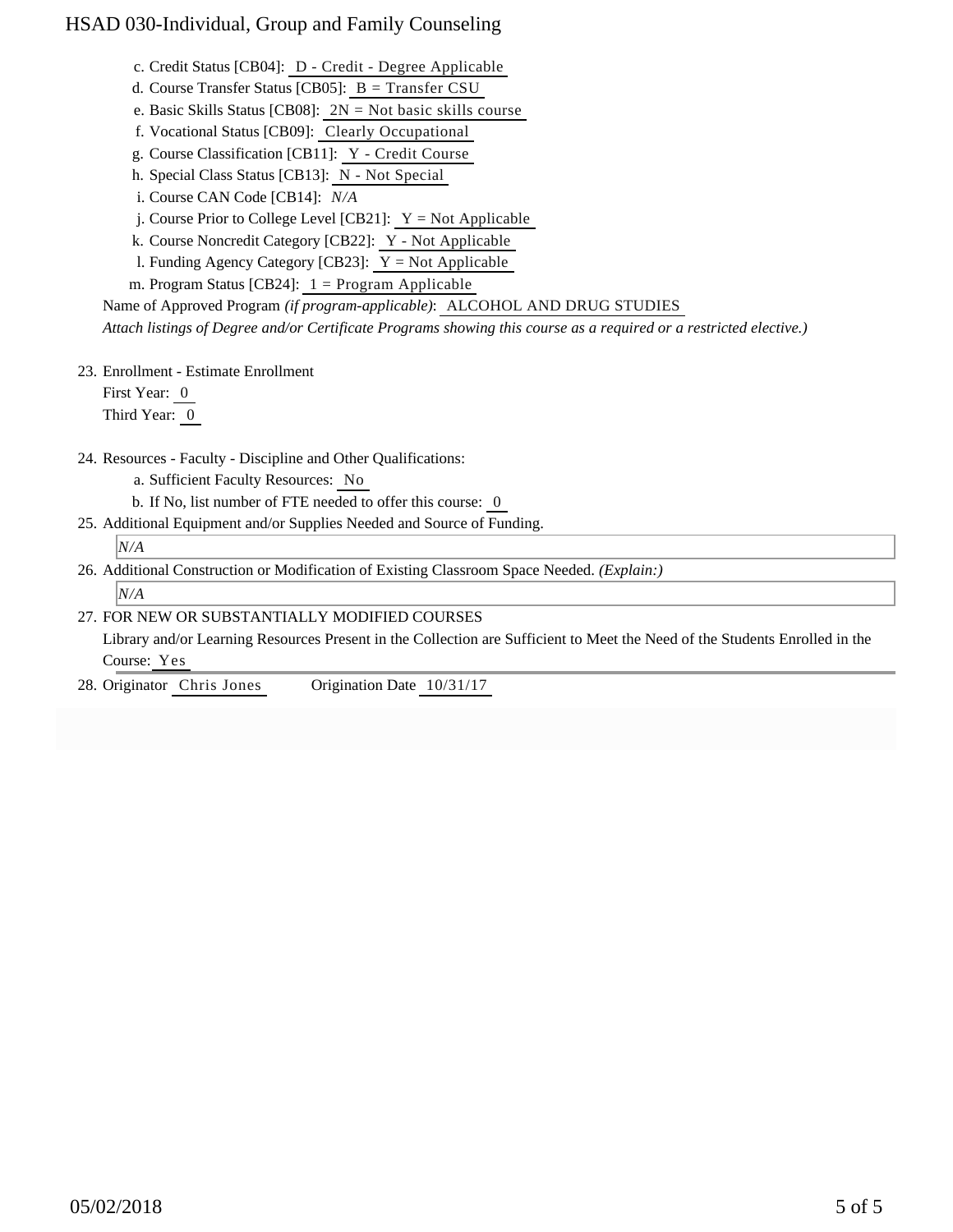c. Credit Status [CB04]: D - Credit - Degree Applicable
d. Course Transfer Status [CB05]: B = Transfer CSU
e. Basic Skills Status [CB08]: 2N = Not basic skills course
f. Vocational Status [CB09]: Clearly Occupational
g. Course Classification [CB11]: Y - Credit Course
h. Special Class Status [CB13]: N - Not Special
i. Course CAN Code [CB14]: *N/A*
j. Course Prior to College Level [CB21]: Y = Not Applicable
k. Course Noncredit Category [CB22]: Y - Not Applicable
l. Funding Agency Category [CB23]: Y = Not Applicable
m. Program Status [CB24]: 1 = Program Applicable

Name of Approved Program *(if program-applicable)*: ALCOHOL AND DRUG STUDIES

*Attach listings of Degree and/or Certificate Programs showing this course as a required or a restricted elective.)*

23. Enrollment - Estimate Enrollment
    First Year: 0
    Third Year: 0

24. Resources - Faculty - Discipline and Other Qualifications:
    a. Sufficient Faculty Resources: No
    b. If No, list number of FTE needed to offer this course: 0

25. Additional Equipment and/or Supplies Needed and Source of Funding.
    *N/A*

26. Additional Construction or Modification of Existing Classroom Space Needed. *(Explain:)*
    *N/A*

27. FOR NEW OR SUBSTANTIALLY MODIFIED COURSES
    Library and/or Learning Resources Present in the Collection are Sufficient to Meet the Need of the Students Enrolled in the Course: Yes

28. Originator Chris Jones Origination Date 10/31/17